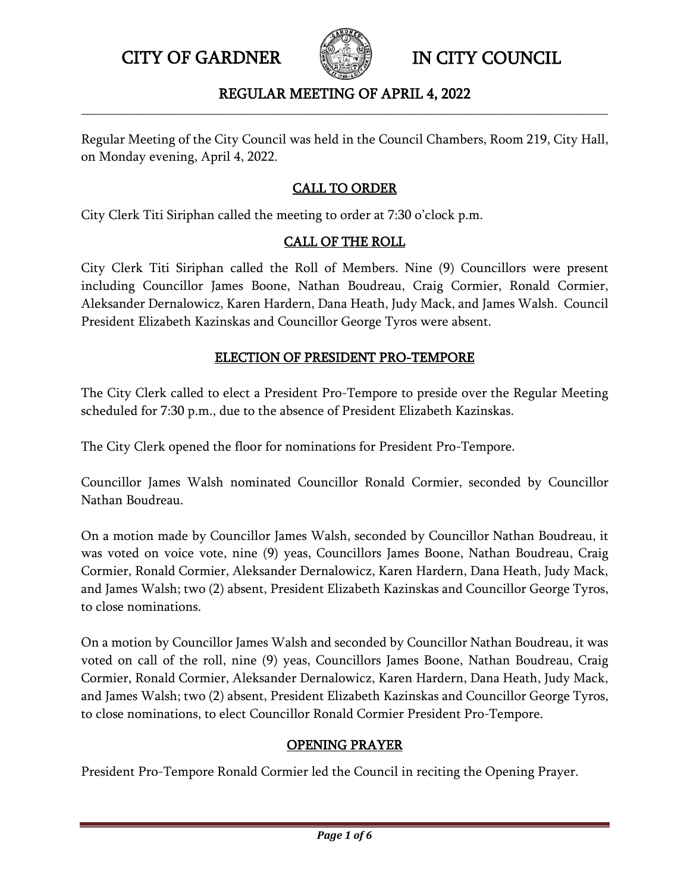# CITY OF GARDNER IN CITY COUNCIL

## REGULAR MEETING OF APRIL 4, 2022

Regular Meeting of the City Council was held in the Council Chambers, Room 219, City Hall, on Monday evening, April 4, 2022.

### CALL TO ORDER

City Clerk Titi Siriphan called the meeting to order at 7:30 o'clock p.m.

### CALL OF THE ROLL

City Clerk Titi Siriphan called the Roll of Members. Nine (9) Councillors were present including Councillor James Boone, Nathan Boudreau, Craig Cormier, Ronald Cormier, Aleksander Dernalowicz, Karen Hardern, Dana Heath, Judy Mack, and James Walsh. Council President Elizabeth Kazinskas and Councillor George Tyros were absent.

### ELECTION OF PRESIDENT PRO-TEMPORE

The City Clerk called to elect a President Pro-Tempore to preside over the Regular Meeting scheduled for 7:30 p.m., due to the absence of President Elizabeth Kazinskas.

The City Clerk opened the floor for nominations for President Pro-Tempore.

Councillor James Walsh nominated Councillor Ronald Cormier, seconded by Councillor Nathan Boudreau.

On a motion made by Councillor James Walsh, seconded by Councillor Nathan Boudreau, it was voted on voice vote, nine (9) yeas, Councillors James Boone, Nathan Boudreau, Craig Cormier, Ronald Cormier, Aleksander Dernalowicz, Karen Hardern, Dana Heath, Judy Mack, and James Walsh; two (2) absent, President Elizabeth Kazinskas and Councillor George Tyros, to close nominations.

On a motion by Councillor James Walsh and seconded by Councillor Nathan Boudreau, it was voted on call of the roll, nine (9) yeas, Councillors James Boone, Nathan Boudreau, Craig Cormier, Ronald Cormier, Aleksander Dernalowicz, Karen Hardern, Dana Heath, Judy Mack, and James Walsh; two (2) absent, President Elizabeth Kazinskas and Councillor George Tyros, to close nominations, to elect Councillor Ronald Cormier President Pro-Tempore.

### OPENING PRAYER

President Pro-Tempore Ronald Cormier led the Council in reciting the Opening Prayer.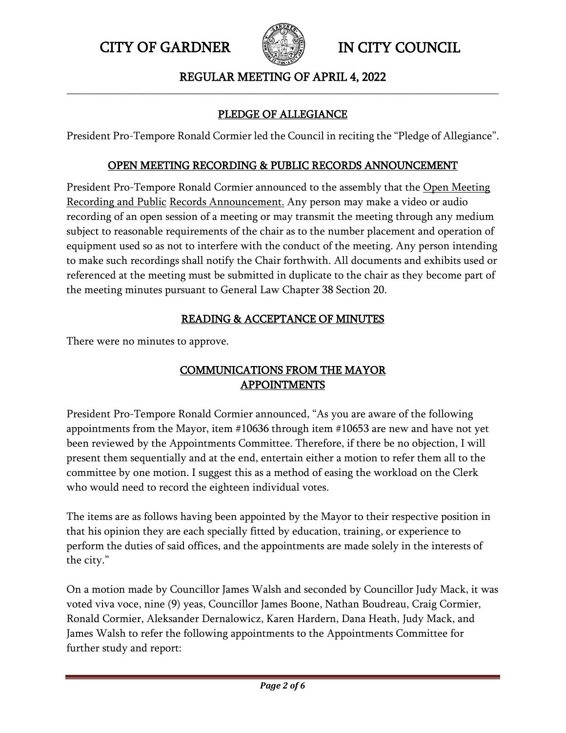# CITY OF GARDNER IN CITY COUNCIL

## REGULAR MEETING OF APRIL 4, 2022

### PLEDGE OF ALLEGIANCE

President Pro-Tempore Ronald Cormier led the Council in reciting the "Pledge of Allegiance".

### OPEN MEETING RECORDING & PUBLIC RECORDS ANNOUNCEMENT

President Pro-Tempore Ronald Cormier announced to the assembly that the Open Meeting Recording and Public Records Announcement. Any person may make a video or audio recording of an open session of a meeting or may transmit the meeting through any medium subject to reasonable requirements of the chair as to the number placement and operation of equipment used so as not to interfere with the conduct of the meeting. Any person intending to make such recordings shall notify the Chair forthwith. All documents and exhibits used or referenced at the meeting must be submitted in duplicate to the chair as they become part of the meeting minutes pursuant to General Law Chapter 38 Section 20.

### READING & ACCEPTANCE OF MINUTES

There were no minutes to approve.

### COMMUNICATIONS FROM THE MAYOR
### APPOINTMENTS

President Pro-Tempore Ronald Cormier announced, "As you are aware of the following appointments from the Mayor, item #10636 through item #10653 are new and have not yet been reviewed by the Appointments Committee. Therefore, if there be no objection, I will present them sequentially and at the end, entertain either a motion to refer them all to the committee by one motion. I suggest this as a method of easing the workload on the Clerk who would need to record the eighteen individual votes.

The items are as follows having been appointed by the Mayor to their respective position in that his opinion they are each specially fitted by education, training, or experience to perform the duties of said offices, and the appointments are made solely in the interests of the city."

On a motion made by Councillor James Walsh and seconded by Councillor Judy Mack, it was voted viva voce, nine (9) yeas, Councillor James Boone, Nathan Boudreau, Craig Cormier, Ronald Cormier, Aleksander Dernalowicz, Karen Hardern, Dana Heath, Judy Mack, and James Walsh to refer the following appointments to the Appointments Committee for further study and report: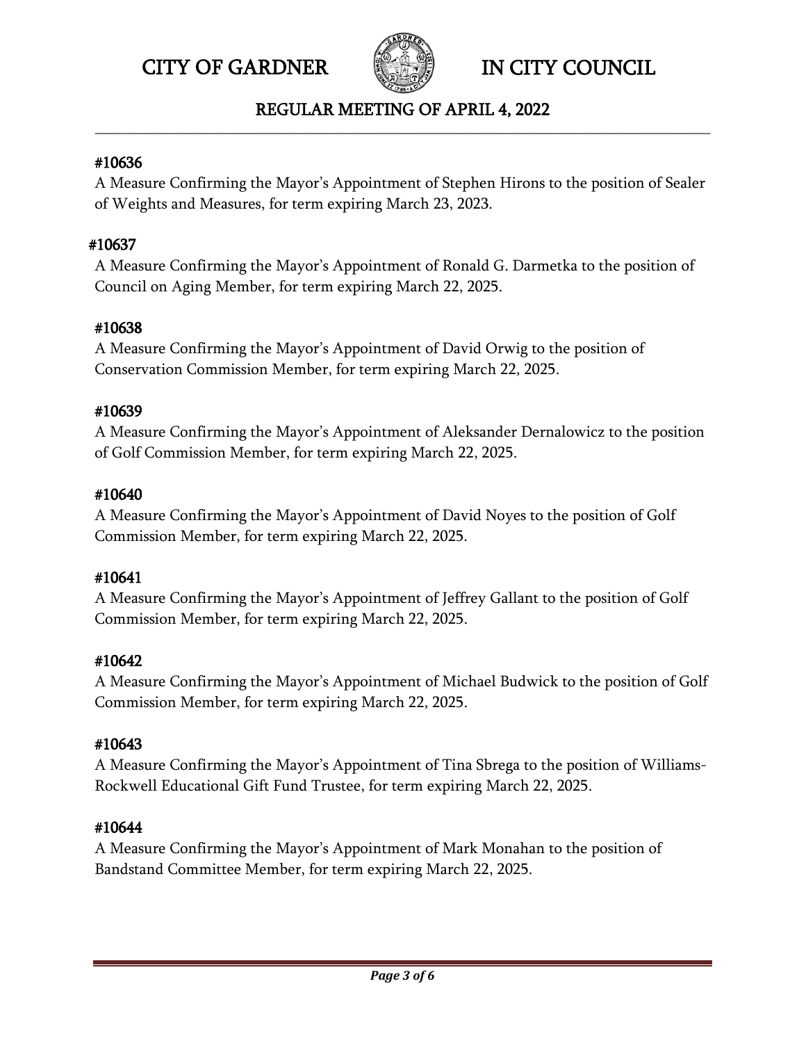#10636

A Measure Confirming the Mayor's Appointment of Stephen Hirons to the position of Sealer of Weights and Measures, for term expiring March 23, 2023.

#10637

A Measure Confirming the Mayor's Appointment of Ronald G. Darmetka to the position of Council on Aging Member, for term expiring March 22, 2025.

#10638

A Measure Confirming the Mayor's Appointment of David Orwig to the position of Conservation Commission Member, for term expiring March 22, 2025.

#10639

A Measure Confirming the Mayor's Appointment of Aleksander Dernalowicz to the position of Golf Commission Member, for term expiring March 22, 2025.

#10640

A Measure Confirming the Mayor's Appointment of David Noyes to the position of Golf Commission Member, for term expiring March 22, 2025.

#10641

A Measure Confirming the Mayor's Appointment of Jeffrey Gallant to the position of Golf Commission Member, for term expiring March 22, 2025.

#10642

A Measure Confirming the Mayor's Appointment of Michael Budwick to the position of Golf Commission Member, for term expiring March 22, 2025.

#10643

A Measure Confirming the Mayor's Appointment of Tina Sbrega to the position of Williams-Rockwell Educational Gift Fund Trustee, for term expiring March 22, 2025.

#10644

A Measure Confirming the Mayor's Appointment of Mark Monahan to the position of Bandstand Committee Member, for term expiring March 22, 2025.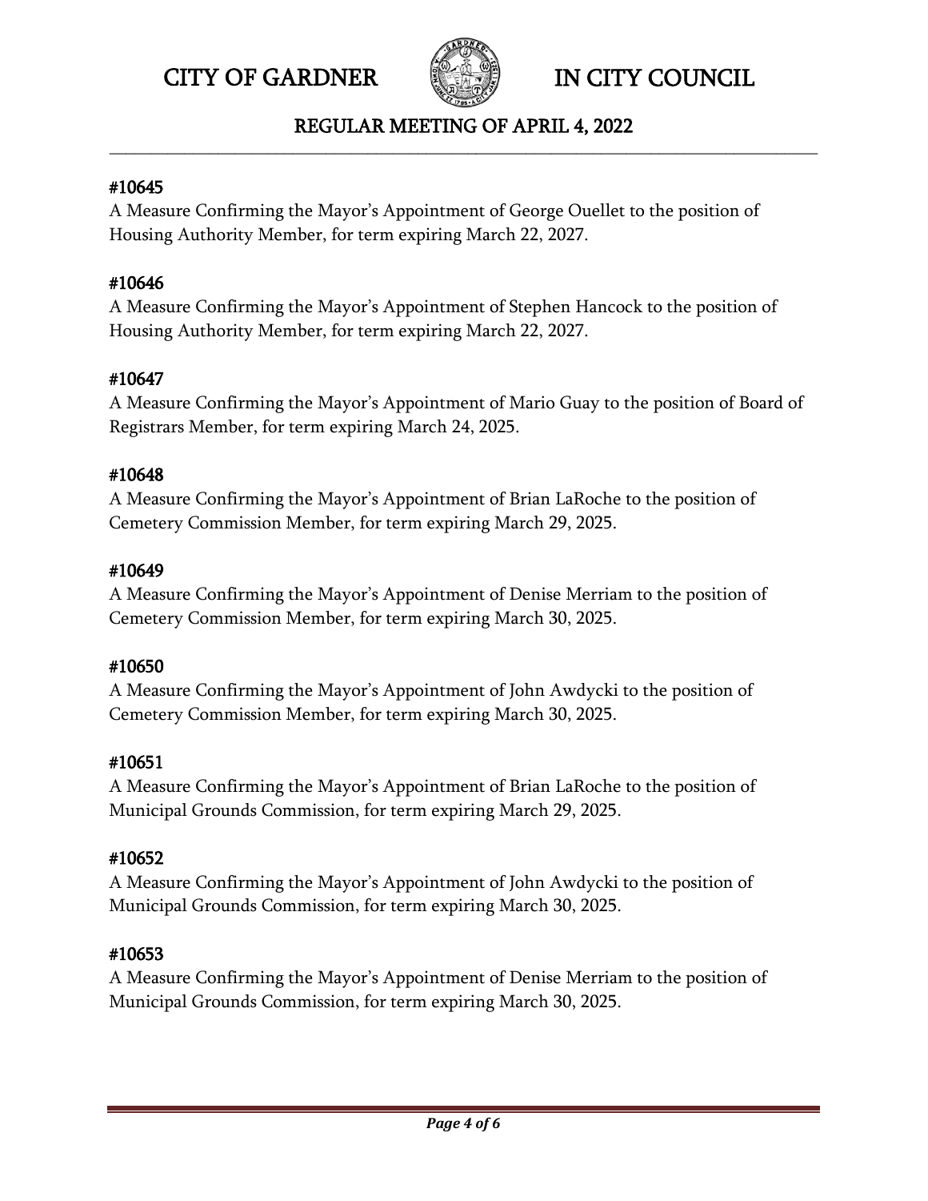#### #10645

A Measure Confirming the Mayor's Appointment of George Ouellet to the position of Housing Authority Member, for term expiring March 22, 2027.

#### #10646

A Measure Confirming the Mayor's Appointment of Stephen Hancock to the position of Housing Authority Member, for term expiring March 22, 2027.

#### #10647

A Measure Confirming the Mayor's Appointment of Mario Guay to the position of Board of Registrars Member, for term expiring March 24, 2025.

#### #10648

A Measure Confirming the Mayor's Appointment of Brian LaRoche to the position of Cemetery Commission Member, for term expiring March 29, 2025.

#### #10649

A Measure Confirming the Mayor's Appointment of Denise Merriam to the position of Cemetery Commission Member, for term expiring March 30, 2025.

#### #10650

A Measure Confirming the Mayor's Appointment of John Awdycki to the position of Cemetery Commission Member, for term expiring March 30, 2025.

#### #10651

A Measure Confirming the Mayor's Appointment of Brian LaRoche to the position of Municipal Grounds Commission, for term expiring March 29, 2025.

#### #10652

A Measure Confirming the Mayor's Appointment of John Awdycki to the position of Municipal Grounds Commission, for term expiring March 30, 2025.

#### #10653

A Measure Confirming the Mayor's Appointment of Denise Merriam to the position of Municipal Grounds Commission, for term expiring March 30, 2025.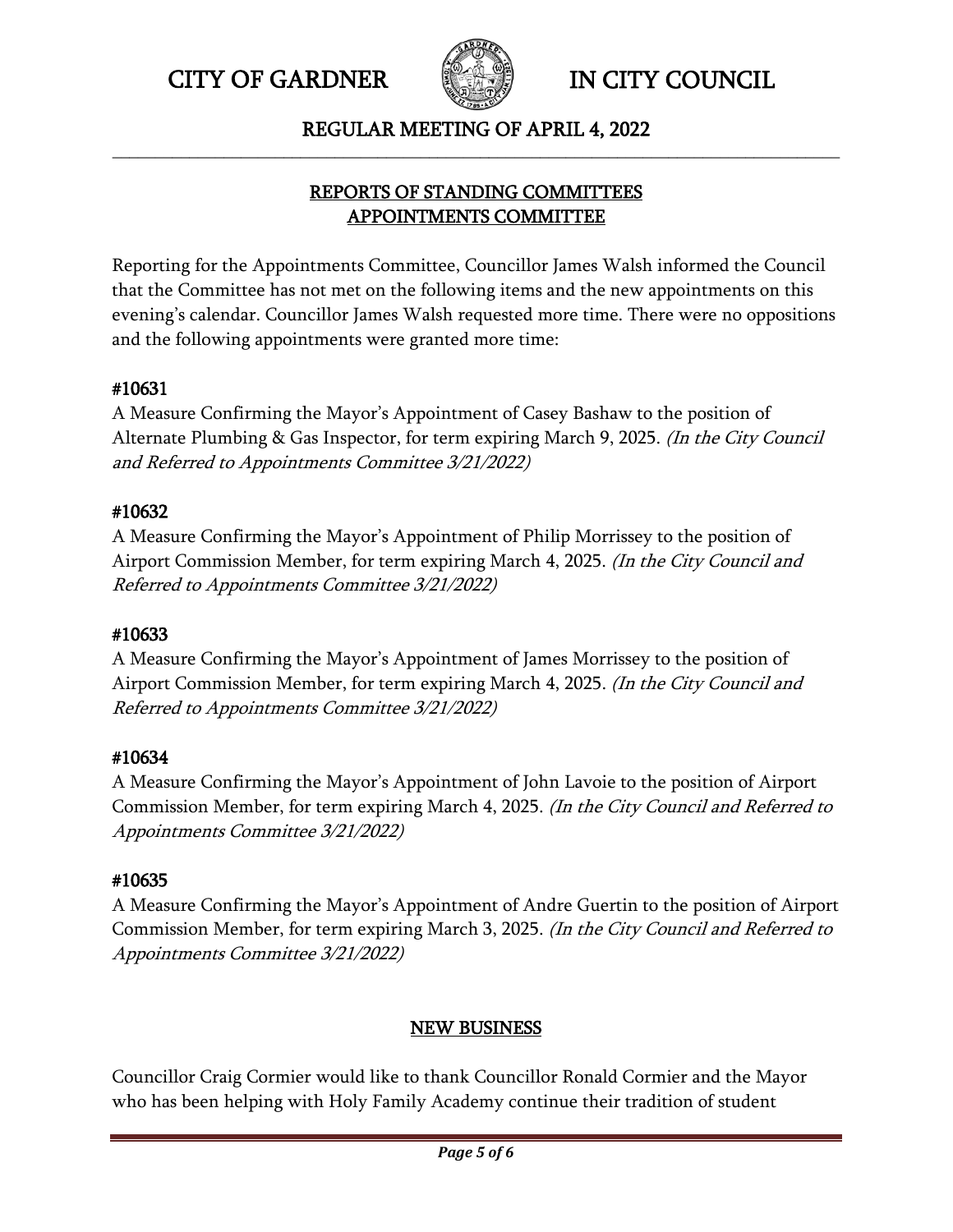## REPORTS OF STANDING COMMITTEES
## APPOINTMENTS COMMITTEE

Reporting for the Appointments Committee, Councillor James Walsh informed the Council that the Committee has not met on the following items and the new appointments on this evening's calendar. Councillor James Walsh requested more time. There were no oppositions and the following appointments were granted more time:

**#10631**
A Measure Confirming the Mayor's Appointment of Casey Bashaw to the position of Alternate Plumbing & Gas Inspector, for term expiring March 9, 2025. *(In the City Council and Referred to Appointments Committee 3/21/2022)*

**#10632**
A Measure Confirming the Mayor's Appointment of Philip Morrissey to the position of Airport Commission Member, for term expiring March 4, 2025. *(In the City Council and Referred to Appointments Committee 3/21/2022)*

**#10633**
A Measure Confirming the Mayor's Appointment of James Morrissey to the position of Airport Commission Member, for term expiring March 4, 2025. *(In the City Council and Referred to Appointments Committee 3/21/2022)*

**#10634**
A Measure Confirming the Mayor's Appointment of John Lavoie to the position of Airport Commission Member, for term expiring March 4, 2025. *(In the City Council and Referred to Appointments Committee 3/21/2022)*

**#10635**
A Measure Confirming the Mayor's Appointment of Andre Guertin to the position of Airport Commission Member, for term expiring March 3, 2025. *(In the City Council and Referred to Appointments Committee 3/21/2022)*

## NEW BUSINESS

Councillor Craig Cormier would like to thank Councillor Ronald Cormier and the Mayor who has been helping with Holy Family Academy continue their tradition of student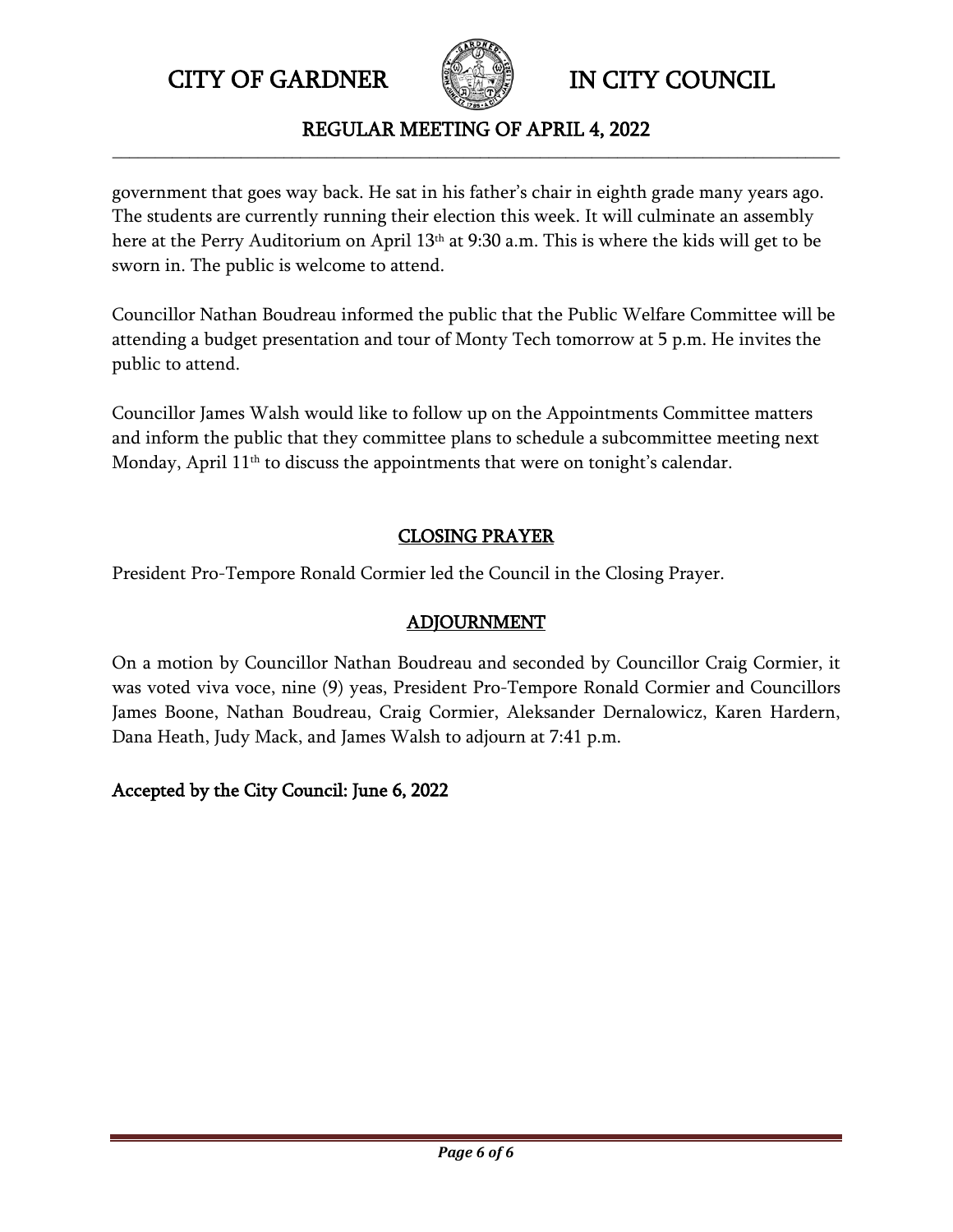government that goes way back. He sat in his father's chair in eighth grade many years ago. The students are currently running their election this week. It will culminate an assembly here at the Perry Auditorium on April 13th at 9:30 a.m. This is where the kids will get to be sworn in. The public is welcome to attend.

Councillor Nathan Boudreau informed the public that the Public Welfare Committee will be attending a budget presentation and tour of Monty Tech tomorrow at 5 p.m. He invites the public to attend.

Councillor James Walsh would like to follow up on the Appointments Committee matters and inform the public that they committee plans to schedule a subcommittee meeting next Monday, April 11th to discuss the appointments that were on tonight's calendar.

## CLOSING PRAYER

President Pro-Tempore Ronald Cormier led the Council in the Closing Prayer.

## ADJOURNMENT

On a motion by Councillor Nathan Boudreau and seconded by Councillor Craig Cormier, it was voted viva voce, nine (9) yeas, President Pro-Tempore Ronald Cormier and Councillors James Boone, Nathan Boudreau, Craig Cormier, Aleksander Dernalowicz, Karen Hardern, Dana Heath, Judy Mack, and James Walsh to adjourn at 7:41 p.m.

**Accepted by the City Council: June 6, 2022**